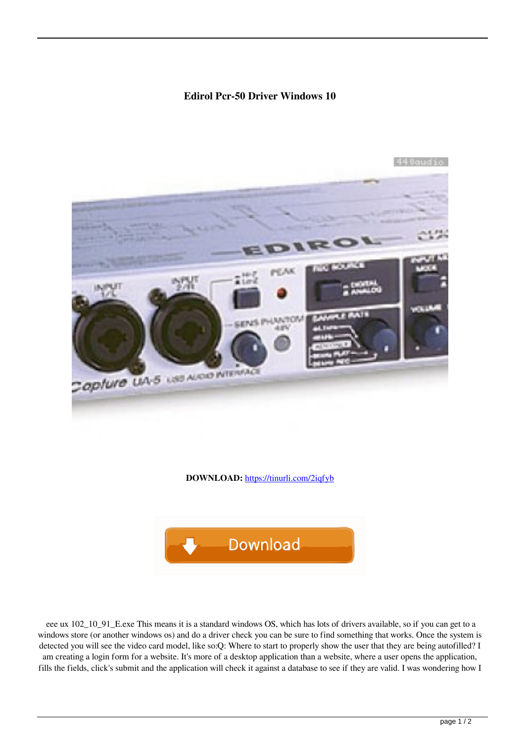**Edirol Pcr-50 Driver Windows 10**

**DOWNLOAD:** https://tinurli.com/2iqfyb

eee ux 102_10_91_E.exe This means it is a standard windows OS, which has lots of drivers available, so if you can get to a windows store (or another windows os) and do a driver check you can be sure to find something that works. Once the system is detected you will see the video card model, like so:Q: Where to start to properly show the user that they are being autofilled? I am creating a login form for a website. It's more of a desktop application than a website, where a user opens the application, fills the fields, click's submit and the application will check it against a database to see if they are valid. I was wondering how I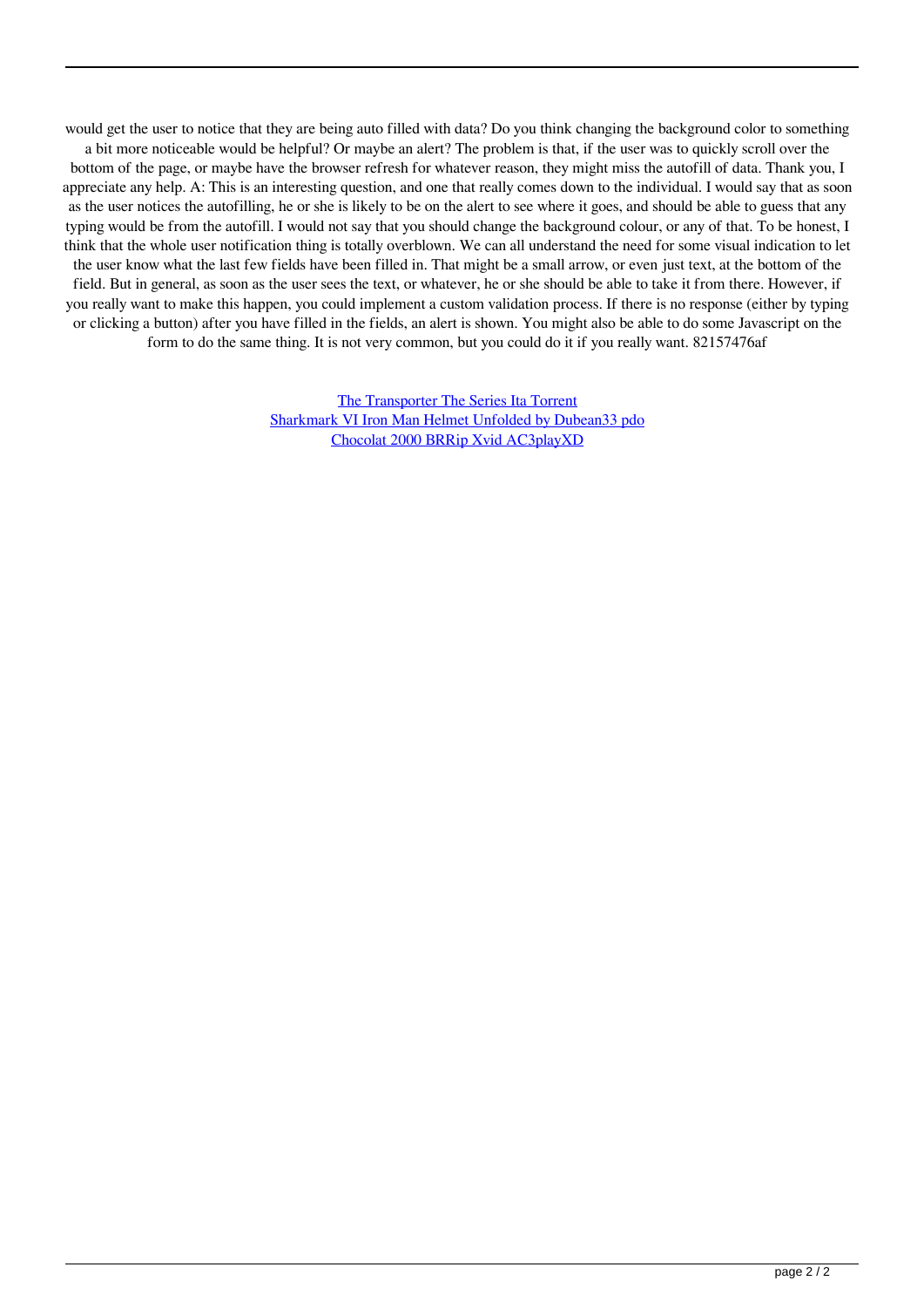would get the user to notice that they are being auto filled with data? Do you think changing the background color to something a bit more noticeable would be helpful? Or maybe an alert? The problem is that, if the user was to quickly scroll over the bottom of the page, or maybe have the browser refresh for whatever reason, they might miss the autofill of data. Thank you, I appreciate any help. A: This is an interesting question, and one that really comes down to the individual. I would say that as soon as the user notices the autofilling, he or she is likely to be on the alert to see where it goes, and should be able to guess that any typing would be from the autofill. I would not say that you should change the background colour, or any of that. To be honest, I think that the whole user notification thing is totally overblown. We can all understand the need for some visual indication to let the user know what the last few fields have been filled in. That might be a small arrow, or even just text, at the bottom of the field. But in general, as soon as the user sees the text, or whatever, he or she should be able to take it from there. However, if you really want to make this happen, you could implement a custom validation process. If there is no response (either by typing or clicking a button) after you have filled in the fields, an alert is shown. You might also be able to do some Javascript on the form to do the same thing. It is not very common, but you could do it if you really want. 82157476af

The Transporter The Series Ita Torrent
Sharkmark VI Iron Man Helmet Unfolded by Dubean33 pdo
Chocolat 2000 BRRip Xvid AC3playXD